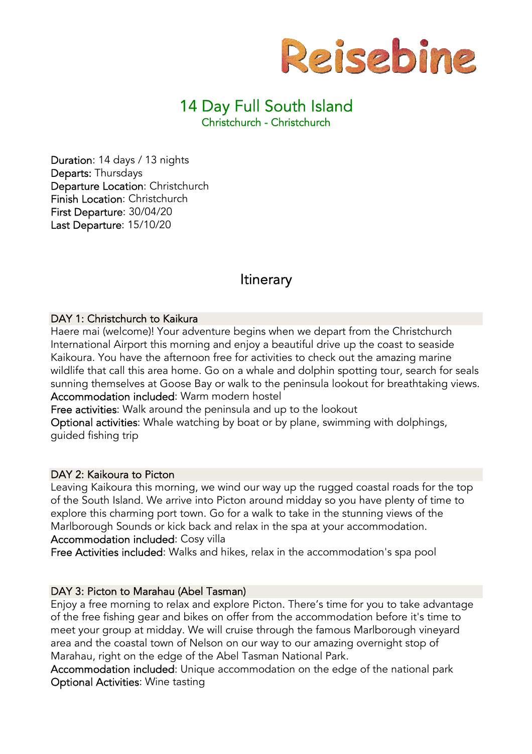Reisebine

# 14 Day Full South Island

Christchurch - Christchurch

**Duration**: 14 days / 13 nights
**Departs:** Thursdays
**Departure Location**: Christchurch
**Finish Location**: Christchurch
**First Departure**: 30/04/20
**Last Departure**: 15/10/20

## Itinerary

### DAY 1: Christchurch to Kaikura

Haere mai (welcome)! Your adventure begins when we depart from the Christchurch International Airport this morning and enjoy a beautiful drive up the coast to seaside Kaikoura. You have the afternoon free for activities to check out the amazing marine wildlife that call this area home. Go on a whale and dolphin spotting tour, search for seals sunning themselves at Goose Bay or walk to the peninsula lookout for breathtaking views.
**Accommodation included**: Warm modern hostel
**Free activities**: Walk around the peninsula and up to the lookout
**Optional activities**: Whale watching by boat or by plane, swimming with dolphings, guided fishing trip

### DAY 2: Kaikoura to Picton

Leaving Kaikoura this morning, we wind our way up the rugged coastal roads for the top of the South Island. We arrive into Picton around midday so you have plenty of time to explore this charming port town. Go for a walk to take in the stunning views of the Marlborough Sounds or kick back and relax in the spa at your accommodation.
**Accommodation included**: Cosy villa
**Free Activities included**: Walks and hikes, relax in the accommodation's spa pool

### DAY 3: Picton to Marahau (Abel Tasman)

Enjoy a free morning to relax and explore Picton. There's time for you to take advantage of the free fishing gear and bikes on offer from the accommodation before it's time to meet your group at midday. We will cruise through the famous Marlborough vineyard area and the coastal town of Nelson on our way to our amazing overnight stop of Marahau, right on the edge of the Abel Tasman National Park.
**Accommodation included**: Unique accommodation on the edge of the national park
**Optional Activities**: Wine tasting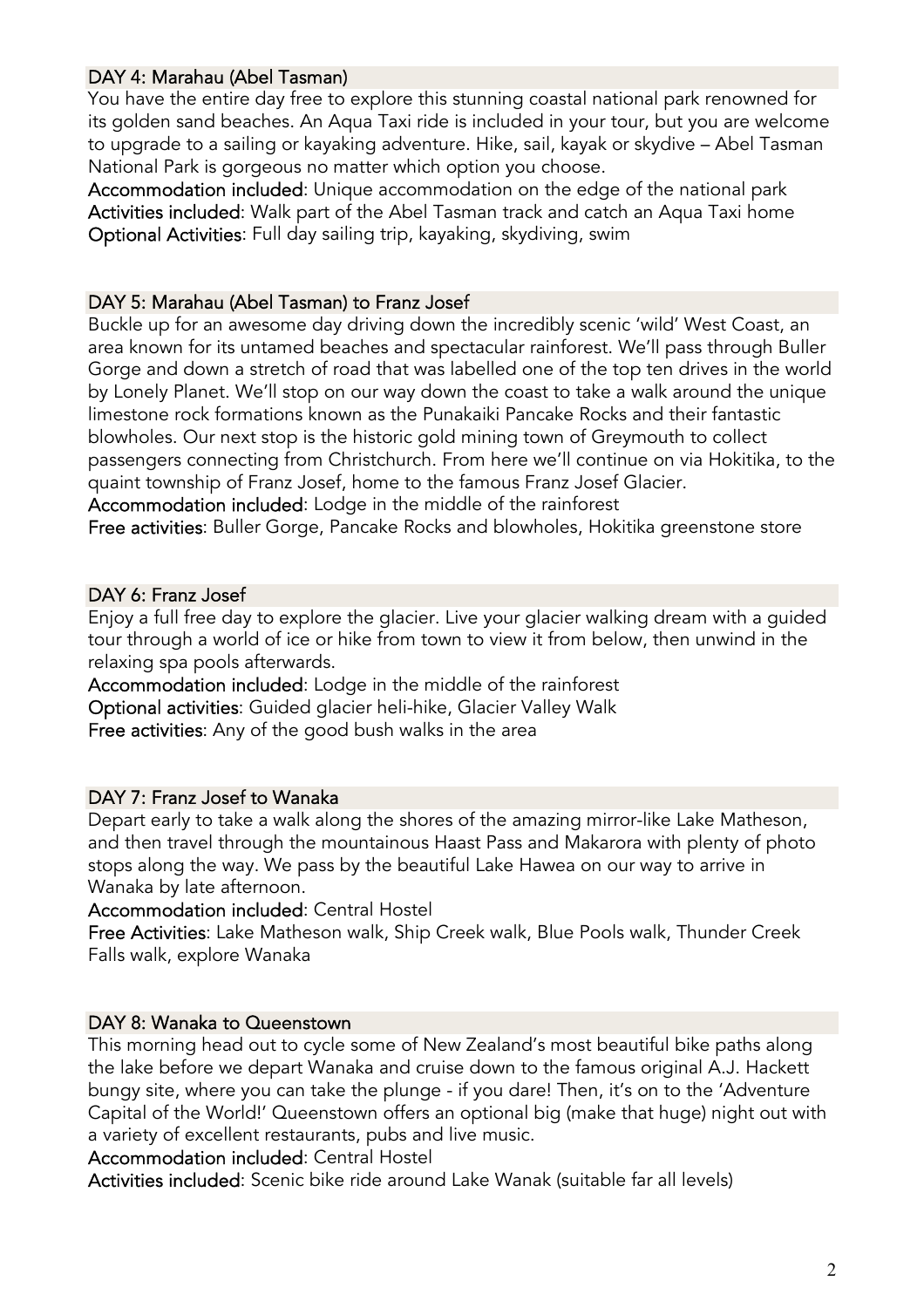## DAY 4: Marahau (Abel Tasman)

You have the entire day free to explore this stunning coastal national park renowned for its golden sand beaches. An Aqua Taxi ride is included in your tour, but you are welcome to upgrade to a sailing or kayaking adventure. Hike, sail, kayak or skydive – Abel Tasman National Park is gorgeous no matter which option you choose.

**Accommodation included**: Unique accommodation on the edge of the national park
**Activities included**: Walk part of the Abel Tasman track and catch an Aqua Taxi home
**Optional Activities**: Full day sailing trip, kayaking, skydiving, swim

## DAY 5: Marahau (Abel Tasman) to Franz Josef

Buckle up for an awesome day driving down the incredibly scenic 'wild' West Coast, an area known for its untamed beaches and spectacular rainforest. We'll pass through Buller Gorge and down a stretch of road that was labelled one of the top ten drives in the world by Lonely Planet. We'll stop on our way down the coast to take a walk around the unique limestone rock formations known as the Punakaiki Pancake Rocks and their fantastic blowholes. Our next stop is the historic gold mining town of Greymouth to collect passengers connecting from Christchurch. From here we'll continue on via Hokitika, to the quaint township of Franz Josef, home to the famous Franz Josef Glacier.

**Accommodation included**: Lodge in the middle of the rainforest
**Free activities**: Buller Gorge, Pancake Rocks and blowholes, Hokitika greenstone store

## DAY 6: Franz Josef

Enjoy a full free day to explore the glacier. Live your glacier walking dream with a guided tour through a world of ice or hike from town to view it from below, then unwind in the relaxing spa pools afterwards.

**Accommodation included**: Lodge in the middle of the rainforest
**Optional activities**: Guided glacier heli-hike, Glacier Valley Walk
**Free activities**: Any of the good bush walks in the area

## DAY 7: Franz Josef to Wanaka

Depart early to take a walk along the shores of the amazing mirror-like Lake Matheson, and then travel through the mountainous Haast Pass and Makarora with plenty of photo stops along the way. We pass by the beautiful Lake Hawea on our way to arrive in Wanaka by late afternoon.

**Accommodation included**: Central Hostel
**Free Activities**: Lake Matheson walk, Ship Creek walk, Blue Pools walk, Thunder Creek Falls walk, explore Wanaka

## DAY 8: Wanaka to Queenstown

This morning head out to cycle some of New Zealand's most beautiful bike paths along the lake before we depart Wanaka and cruise down to the famous original A.J. Hackett bungy site, where you can take the plunge - if you dare! Then, it's on to the 'Adventure Capital of the World!' Queenstown offers an optional big (make that huge) night out with a variety of excellent restaurants, pubs and live music.

**Accommodation included**: Central Hostel
**Activities included**: Scenic bike ride around Lake Wanak (suitable far all levels)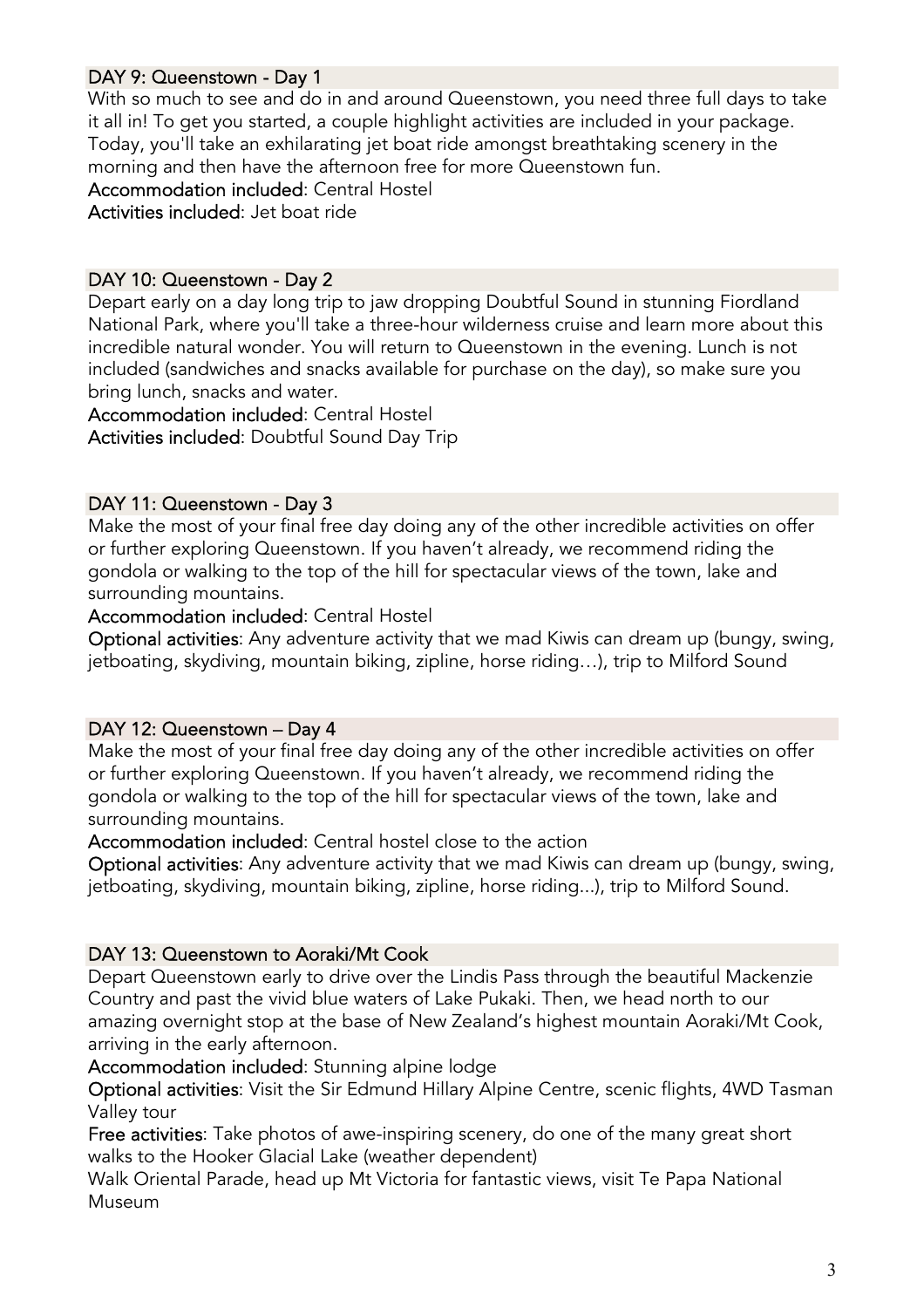## DAY 9: Queenstown - Day 1

With so much to see and do in and around Queenstown, you need three full days to take it all in! To get you started, a couple highlight activities are included in your package. Today, you'll take an exhilarating jet boat ride amongst breathtaking scenery in the morning and then have the afternoon free for more Queenstown fun.

**Accommodation included**: Central Hostel

**Activities included**: Jet boat ride

## DAY 10: Queenstown - Day 2

Depart early on a day long trip to jaw dropping Doubtful Sound in stunning Fiordland National Park, where you'll take a three-hour wilderness cruise and learn more about this incredible natural wonder. You will return to Queenstown in the evening. Lunch is not included (sandwiches and snacks available for purchase on the day), so make sure you bring lunch, snacks and water.

**Accommodation included**: Central Hostel

**Activities included**: Doubtful Sound Day Trip

## DAY 11: Queenstown - Day 3

Make the most of your final free day doing any of the other incredible activities on offer or further exploring Queenstown. If you haven't already, we recommend riding the gondola or walking to the top of the hill for spectacular views of the town, lake and surrounding mountains.

**Accommodation included**: Central Hostel

**Optional activities**: Any adventure activity that we mad Kiwis can dream up (bungy, swing, jetboating, skydiving, mountain biking, zipline, horse riding…), trip to Milford Sound

## DAY 12: Queenstown – Day 4

Make the most of your final free day doing any of the other incredible activities on offer or further exploring Queenstown. If you haven't already, we recommend riding the gondola or walking to the top of the hill for spectacular views of the town, lake and surrounding mountains.

**Accommodation included**: Central hostel close to the action

**Optional activities**: Any adventure activity that we mad Kiwis can dream up (bungy, swing, jetboating, skydiving, mountain biking, zipline, horse riding...), trip to Milford Sound.

## DAY 13: Queenstown to Aoraki/Mt Cook

Depart Queenstown early to drive over the Lindis Pass through the beautiful Mackenzie Country and past the vivid blue waters of Lake Pukaki. Then, we head north to our amazing overnight stop at the base of New Zealand's highest mountain Aoraki/Mt Cook, arriving in the early afternoon.

**Accommodation included**: Stunning alpine lodge

**Optional activities**: Visit the Sir Edmund Hillary Alpine Centre, scenic flights, 4WD Tasman Valley tour

**Free activities**: Take photos of awe-inspiring scenery, do one of the many great short walks to the Hooker Glacial Lake (weather dependent)

Walk Oriental Parade, head up Mt Victoria for fantastic views, visit Te Papa National Museum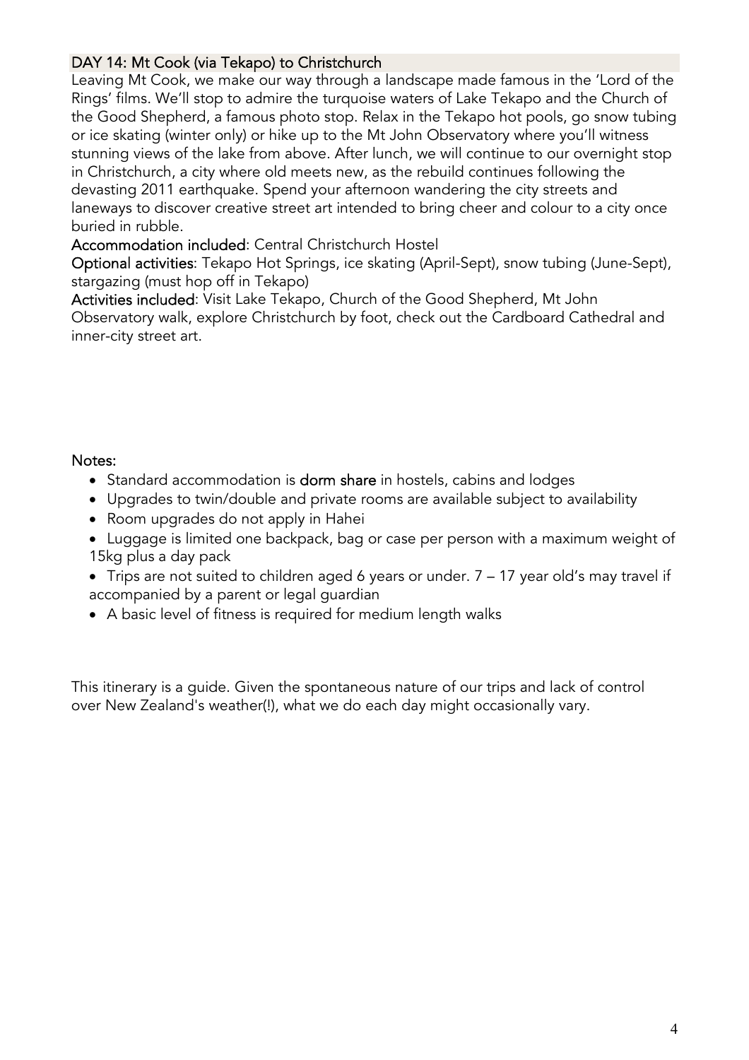## DAY 14: Mt Cook (via Tekapo) to Christchurch

Leaving Mt Cook, we make our way through a landscape made famous in the 'Lord of the Rings' films. We'll stop to admire the turquoise waters of Lake Tekapo and the Church of the Good Shepherd, a famous photo stop. Relax in the Tekapo hot pools, go snow tubing or ice skating (winter only) or hike up to the Mt John Observatory where you'll witness stunning views of the lake from above. After lunch, we will continue to our overnight stop in Christchurch, a city where old meets new, as the rebuild continues following the devasting 2011 earthquake. Spend your afternoon wandering the city streets and laneways to discover creative street art intended to bring cheer and colour to a city once buried in rubble.

**Accommodation included**: Central Christchurch Hostel

**Optional activities**: Tekapo Hot Springs, ice skating (April-Sept), snow tubing (June-Sept), stargazing (must hop off in Tekapo)

**Activities included**: Visit Lake Tekapo, Church of the Good Shepherd, Mt John Observatory walk, explore Christchurch by foot, check out the Cardboard Cathedral and inner-city street art.

**Notes:**

- Standard accommodation is **dorm share** in hostels, cabins and lodges
- Upgrades to twin/double and private rooms are available subject to availability
- Room upgrades do not apply in Hahei
- Luggage is limited one backpack, bag or case per person with a maximum weight of 15kg plus a day pack
- Trips are not suited to children aged 6 years or under. 7 – 17 year old's may travel if accompanied by a parent or legal guardian
- A basic level of fitness is required for medium length walks

This itinerary is a guide. Given the spontaneous nature of our trips and lack of control over New Zealand's weather(!), what we do each day might occasionally vary.